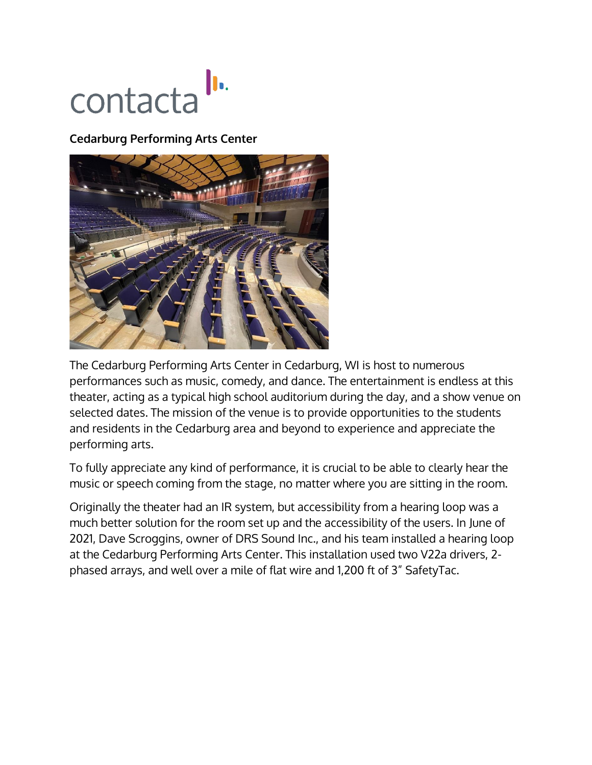contacta

**Cedarburg Performing Arts Center**

The Cedarburg Performing Arts Center in Cedarburg, WI is host to numerous performances such as music, comedy, and dance. The entertainment is endless at this theater, acting as a typical high school auditorium during the day, and a show venue on selected dates. The mission of the venue is to provide opportunities to the students and residents in the Cedarburg area and beyond to experience and appreciate the performing arts.

To fully appreciate any kind of performance, it is crucial to be able to clearly hear the music or speech coming from the stage, no matter where you are sitting in the room.

Originally the theater had an IR system, but accessibility from a hearing loop was a much better solution for the room set up and the accessibility of the users. In June of 2021, Dave Scroggins, owner of DRS Sound Inc., and his team installed a hearing loop at the Cedarburg Performing Arts Center. This installation used two V22a drivers, 2-phased arrays, and well over a mile of flat wire and 1,200 ft of 3" SafetyTac.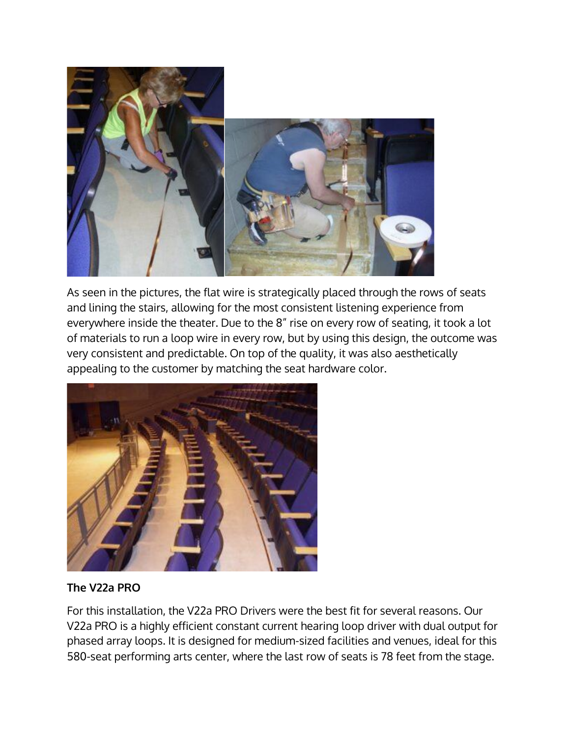As seen in the pictures, the flat wire is strategically placed through the rows of seats and lining the stairs, allowing for the most consistent listening experience from everywhere inside the theater. Due to the 8″ rise on every row of seating, it took a lot of materials to run a loop wire in every row, but by using this design, the outcome was very consistent and predictable. On top of the quality, it was also aesthetically appealing to the customer by matching the seat hardware color.

**The V22a PRO**

For this installation, the V22a PRO Drivers were the best fit for several reasons. Our V22a PRO is a highly efficient constant current hearing loop driver with dual output for phased array loops. It is designed for medium-sized facilities and venues, ideal for this 580-seat performing arts center, where the last row of seats is 78 feet from the stage.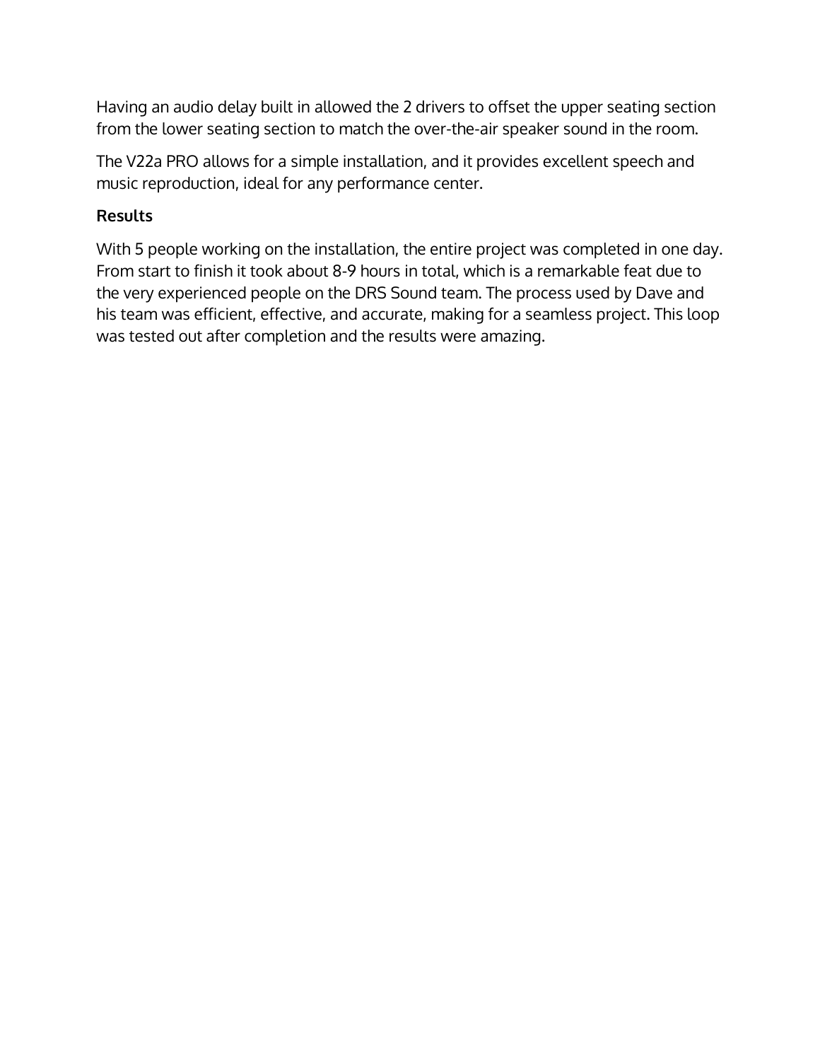Having an audio delay built in allowed the 2 drivers to offset the upper seating section from the lower seating section to match the over-the-air speaker sound in the room.

The V22a PRO allows for a simple installation, and it provides excellent speech and music reproduction, ideal for any performance center.

### Results

With 5 people working on the installation, the entire project was completed in one day. From start to finish it took about 8-9 hours in total, which is a remarkable feat due to the very experienced people on the DRS Sound team. The process used by Dave and his team was efficient, effective, and accurate, making for a seamless project. This loop was tested out after completion and the results were amazing.